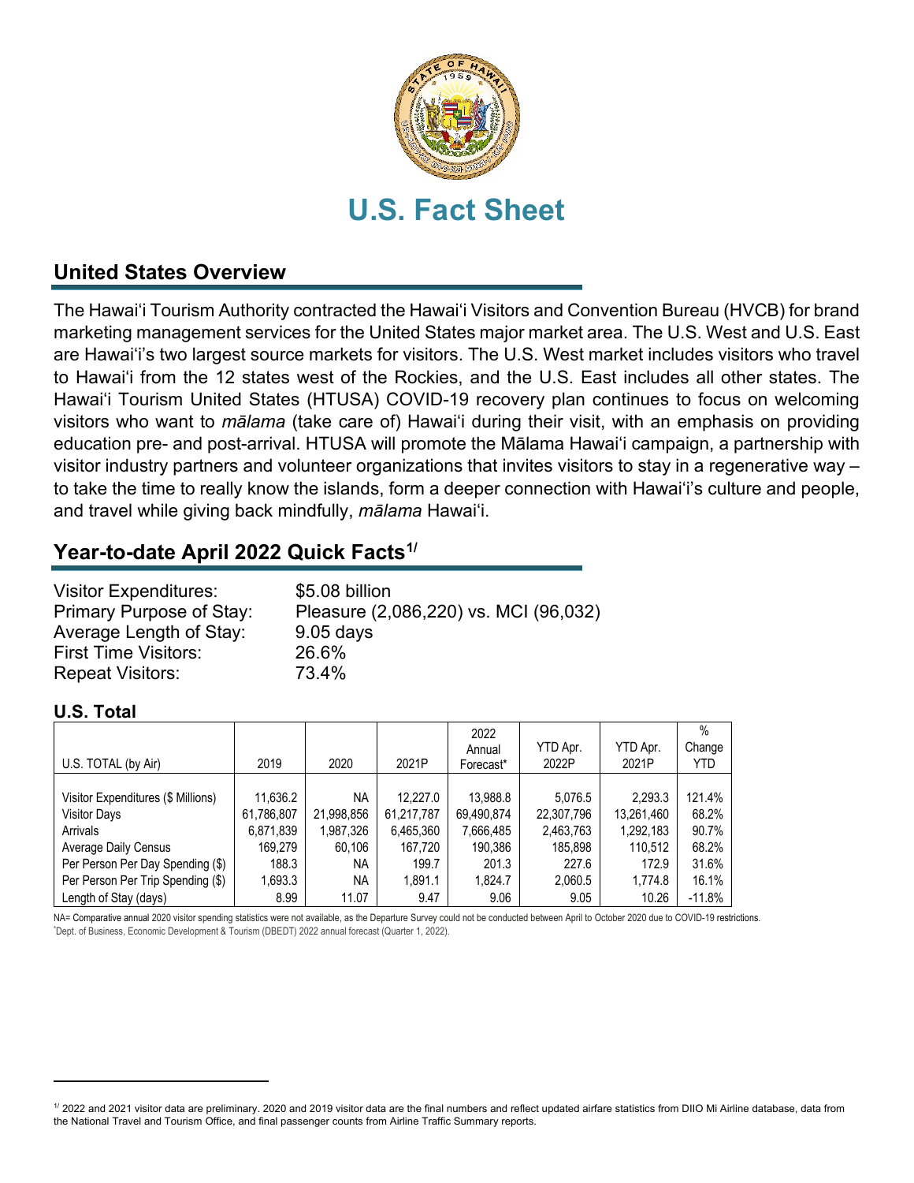# U.S. Fact Sheet

## United States Overview

The Hawaiʻi Tourism Authority contracted the Hawaiʻi Visitors and Convention Bureau (HVCB) for brand marketing management services for the United States major market area. The U.S. West and U.S. East are Hawaiʻi's two largest source markets for visitors. The U.S. West market includes visitors who travel to Hawaiʻi from the 12 states west of the Rockies, and the U.S. East includes all other states. The Hawaiʻi Tourism United States (HTUSA) COVID-19 recovery plan continues to focus on welcoming visitors who want to *mālama* (take care of) Hawaiʻi during their visit, with an emphasis on providing education pre- and post-arrival. HTUSA will promote the Mālama Hawaiʻi campaign, a partnership with visitor industry partners and volunteer organizations that invites visitors to stay in a regenerative way – to take the time to really know the islands, form a deeper connection with Hawaiʻi's culture and people, and travel while giving back mindfully, *mālama* Hawaiʻi.

## Year-to-date April 2022 Quick Facts[1/]

| | |
|---|---|
| Visitor Expenditures: | $5.08 billion |
| Primary Purpose of Stay: | Pleasure (2,086,220) vs. MCI (96,032) |
| Average Length of Stay: | 9.05 days |
| First Time Visitors: | 26.6% |
| Repeat Visitors: | 73.4% |

### U.S. Total

| U.S. TOTAL (by Air) | 2019 | 2020 | 2021P | 2022 Annual Forecast* | YTD Apr. 2022P | YTD Apr. 2021P | % Change YTD |
|---|---|---|---|---|---|---|---|
| Visitor Expenditures ($ Millions) | 11,636.2 | NA | 12,227.0 | 13,988.8 | 5,076.5 | 2,293.3 | 121.4% |
| Visitor Days | 61,786,807 | 21,998,856 | 61,217,787 | 69,490,874 | 22,307,796 | 13,261,460 | 68.2% |
| Arrivals | 6,871,839 | 1,987,326 | 6,465,360 | 7,666,485 | 2,463,763 | 1,292,183 | 90.7% |
| Average Daily Census | 169,279 | 60,106 | 167,720 | 190,386 | 185,898 | 110,512 | 68.2% |
| Per Person Per Day Spending ($) | 188.3 | NA | 199.7 | 201.3 | 227.6 | 172.9 | 31.6% |
| Per Person Per Trip Spending ($) | 1,693.3 | NA | 1,891.1 | 1,824.7 | 2,060.5 | 1,774.8 | 16.1% |
| Length of Stay (days) | 8.99 | 11.07 | 9.47 | 9.06 | 9.05 | 10.26 | -11.8% |

NA= Comparative annual 2020 visitor spending statistics were not available, as the Departure Survey could not be conducted between April to October 2020 due to COVID-19 restrictions.
*Dept. of Business, Economic Development & Tourism (DBEDT) 2022 annual forecast (Quarter 1, 2022).

[1/] 2022 and 2021 visitor data are preliminary. 2020 and 2019 visitor data are the final numbers and reflect updated airfare statistics from DIIO Mi Airline database, data from the National Travel and Tourism Office, and final passenger counts from Airline Traffic Summary reports.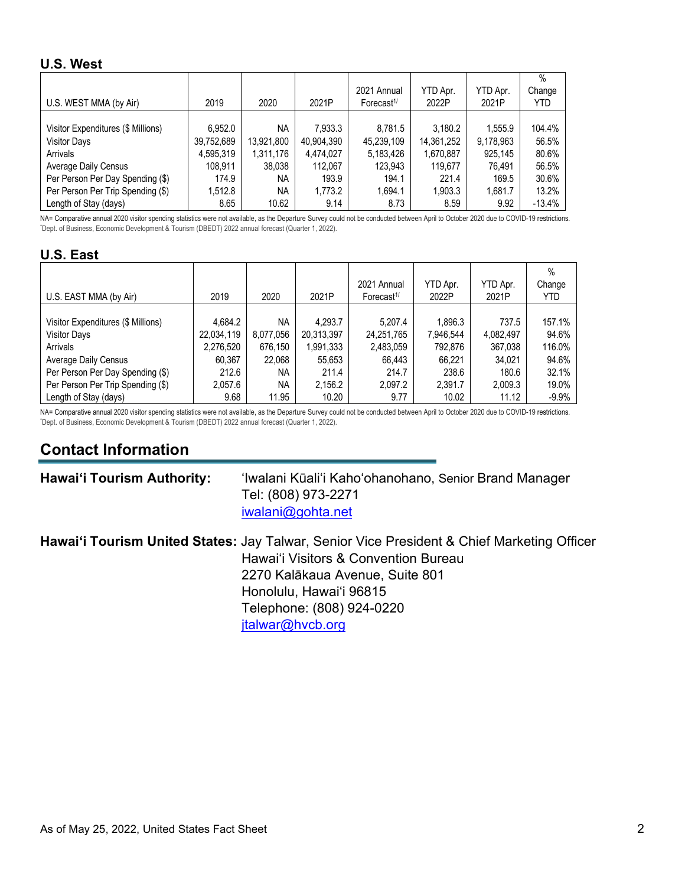## U.S. West

| U.S. WEST MMA (by Air) | 2019 | 2020 | 2021P | 2021 Annual Forecast[1/] | YTD Apr. 2022P | YTD Apr. 2021P | % Change YTD |
|---|---|---|---|---|---|---|---|
| Visitor Expenditures ($ Millions) | 6,952.0 | NA | 7,933.3 | 8,781.5 | 3,180.2 | 1,555.9 | 104.4% |
| Visitor Days | 39,752,689 | 13,921,800 | 40,904,390 | 45,239,109 | 14,361,252 | 9,178,963 | 56.5% |
| Arrivals | 4,595,319 | 1,311,176 | 4,474,027 | 5,183,426 | 1,670,887 | 925,145 | 80.6% |
| Average Daily Census | 108,911 | 38,038 | 112,067 | 123,943 | 119,677 | 76,491 | 56.5% |
| Per Person Per Day Spending ($) | 174.9 | NA | 193.9 | 194.1 | 221.4 | 169.5 | 30.6% |
| Per Person Per Trip Spending ($) | 1,512.8 | NA | 1,773.2 | 1,694.1 | 1,903.3 | 1,681.7 | 13.2% |
| Length of Stay (days) | 8.65 | 10.62 | 9.14 | 8.73 | 8.59 | 9.92 | -13.4% |

NA= Comparative annual 2020 visitor spending statistics were not available, as the Departure Survey could not be conducted between April to October 2020 due to COVID-19 restrictions.
[1] Dept. of Business, Economic Development & Tourism (DBEDT) 2022 annual forecast (Quarter 1, 2022).

## U.S. East

| U.S. EAST MMA (by Air) | 2019 | 2020 | 2021P | 2021 Annual Forecast[1/] | YTD Apr. 2022P | YTD Apr. 2021P | % Change YTD |
|---|---|---|---|---|---|---|---|
| Visitor Expenditures ($ Millions) | 4,684.2 | NA | 4,293.7 | 5,207.4 | 1,896.3 | 737.5 | 157.1% |
| Visitor Days | 22,034,119 | 8,077,056 | 20,313,397 | 24,251,765 | 7,946,544 | 4,082,497 | 94.6% |
| Arrivals | 2,276,520 | 676,150 | 1,991,333 | 2,483,059 | 792,876 | 367,038 | 116.0% |
| Average Daily Census | 60,367 | 22,068 | 55,653 | 66,443 | 66,221 | 34,021 | 94.6% |
| Per Person Per Day Spending ($) | 212.6 | NA | 211.4 | 214.7 | 238.6 | 180.6 | 32.1% |
| Per Person Per Trip Spending ($) | 2,057.6 | NA | 2,156.2 | 2,097.2 | 2,391.7 | 2,009.3 | 19.0% |
| Length of Stay (days) | 9.68 | 11.95 | 10.20 | 9.77 | 10.02 | 11.12 | -9.9% |

NA= Comparative annual 2020 visitor spending statistics were not available, as the Departure Survey could not be conducted between April to October 2020 due to COVID-19 restrictions.
[1] Dept. of Business, Economic Development & Tourism (DBEDT) 2022 annual forecast (Quarter 1, 2022).

## Contact Information

**Hawai'i Tourism Authority:** ʻIwalani Kūaliʻi Kahoʻohanohano, Senior Brand Manager
Tel: (808) 973-2271
iwalani@gohta.net

**Hawai'i Tourism United States:** Jay Talwar, Senior Vice President & Chief Marketing Officer
Hawaiʻi Visitors & Convention Bureau
2270 Kalākaua Avenue, Suite 801
Honolulu, Hawaiʻi 96815
Telephone: (808) 924-0220
jtalwar@hvcb.org

As of May 25, 2022, United States Fact Sheet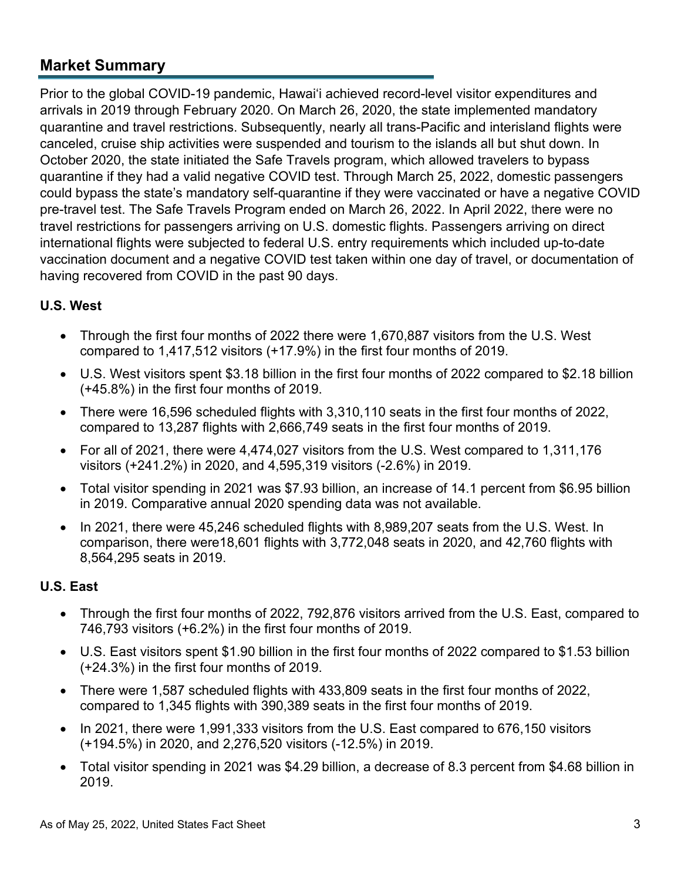## Market Summary

Prior to the global COVID-19 pandemic, Hawaiʻi achieved record-level visitor expenditures and arrivals in 2019 through February 2020. On March 26, 2020, the state implemented mandatory quarantine and travel restrictions. Subsequently, nearly all trans-Pacific and interisland flights were canceled, cruise ship activities were suspended and tourism to the islands all but shut down. In October 2020, the state initiated the Safe Travels program, which allowed travelers to bypass quarantine if they had a valid negative COVID test. Through March 25, 2022, domestic passengers could bypass the state's mandatory self-quarantine if they were vaccinated or have a negative COVID pre-travel test. The Safe Travels Program ended on March 26, 2022. In April 2022, there were no travel restrictions for passengers arriving on U.S. domestic flights. Passengers arriving on direct international flights were subjected to federal U.S. entry requirements which included up-to-date vaccination document and a negative COVID test taken within one day of travel, or documentation of having recovered from COVID in the past 90 days.

### U.S. West

- Through the first four months of 2022 there were 1,670,887 visitors from the U.S. West compared to 1,417,512 visitors (+17.9%) in the first four months of 2019.
- U.S. West visitors spent $3.18 billion in the first four months of 2022 compared to $2.18 billion (+45.8%) in the first four months of 2019.
- There were 16,596 scheduled flights with 3,310,110 seats in the first four months of 2022, compared to 13,287 flights with 2,666,749 seats in the first four months of 2019.
- For all of 2021, there were 4,474,027 visitors from the U.S. West compared to 1,311,176 visitors (+241.2%) in 2020, and 4,595,319 visitors (-2.6%) in 2019.
- Total visitor spending in 2021 was $7.93 billion, an increase of 14.1 percent from $6.95 billion in 2019. Comparative annual 2020 spending data was not available.
- In 2021, there were 45,246 scheduled flights with 8,989,207 seats from the U.S. West. In comparison, there were18,601 flights with 3,772,048 seats in 2020, and 42,760 flights with 8,564,295 seats in 2019.

### U.S. East

- Through the first four months of 2022, 792,876 visitors arrived from the U.S. East, compared to 746,793 visitors (+6.2%) in the first four months of 2019.
- U.S. East visitors spent $1.90 billion in the first four months of 2022 compared to $1.53 billion (+24.3%) in the first four months of 2019.
- There were 1,587 scheduled flights with 433,809 seats in the first four months of 2022, compared to 1,345 flights with 390,389 seats in the first four months of 2019.
- In 2021, there were 1,991,333 visitors from the U.S. East compared to 676,150 visitors (+194.5%) in 2020, and 2,276,520 visitors (-12.5%) in 2019.
- Total visitor spending in 2021 was $4.29 billion, a decrease of 8.3 percent from $4.68 billion in 2019.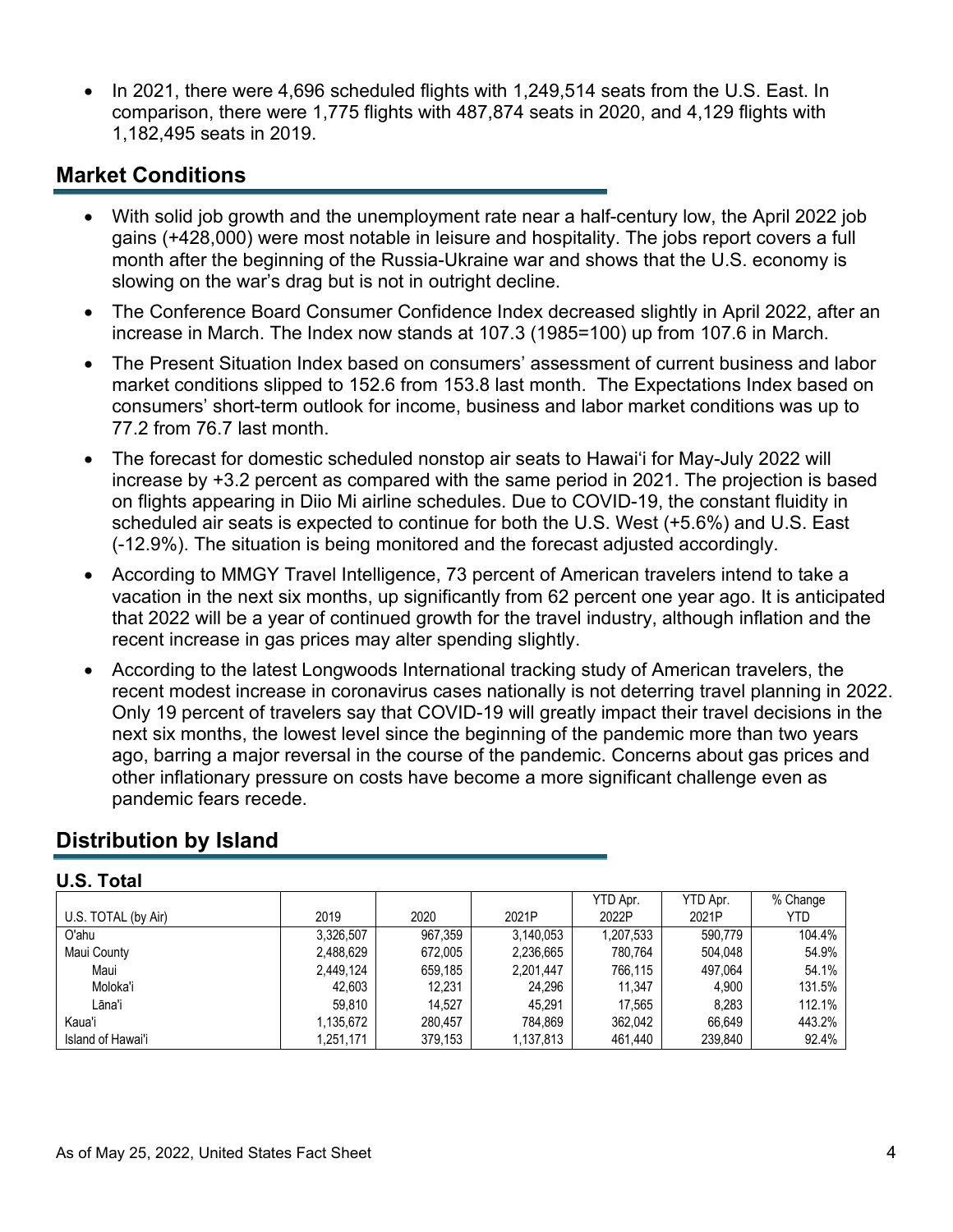- In 2021, there were 4,696 scheduled flights with 1,249,514 seats from the U.S. East. In comparison, there were 1,775 flights with 487,874 seats in 2020, and 4,129 flights with 1,182,495 seats in 2019.

## Market Conditions

- With solid job growth and the unemployment rate near a half-century low, the April 2022 job gains (+428,000) were most notable in leisure and hospitality. The jobs report covers a full month after the beginning of the Russia-Ukraine war and shows that the U.S. economy is slowing on the war's drag but is not in outright decline.
- The Conference Board Consumer Confidence Index decreased slightly in April 2022, after an increase in March. The Index now stands at 107.3 (1985=100) up from 107.6 in March.
- The Present Situation Index based on consumers' assessment of current business and labor market conditions slipped to 152.6 from 153.8 last month. The Expectations Index based on consumers' short-term outlook for income, business and labor market conditions was up to 77.2 from 76.7 last month.
- The forecast for domestic scheduled nonstop air seats to Hawai'i for May-July 2022 will increase by +3.2 percent as compared with the same period in 2021. The projection is based on flights appearing in Diio Mi airline schedules. Due to COVID-19, the constant fluidity in scheduled air seats is expected to continue for both the U.S. West (+5.6%) and U.S. East (-12.9%). The situation is being monitored and the forecast adjusted accordingly.
- According to MMGY Travel Intelligence, 73 percent of American travelers intend to take a vacation in the next six months, up significantly from 62 percent one year ago. It is anticipated that 2022 will be a year of continued growth for the travel industry, although inflation and the recent increase in gas prices may alter spending slightly.
- According to the latest Longwoods International tracking study of American travelers, the recent modest increase in coronavirus cases nationally is not deterring travel planning in 2022. Only 19 percent of travelers say that COVID-19 will greatly impact their travel decisions in the next six months, the lowest level since the beginning of the pandemic more than two years ago, barring a major reversal in the course of the pandemic. Concerns about gas prices and other inflationary pressure on costs have become a more significant challenge even as pandemic fears recede.

## Distribution by Island

### U.S. Total

| U.S. TOTAL (by Air) | 2019 | 2020 | 2021P | YTD Apr. 2022P | YTD Apr. 2021P | % Change YTD |
|---|---|---|---|---|---|---|
| O'ahu | 3,326,507 | 967,359 | 3,140,053 | 1,207,533 | 590,779 | 104.4% |
| Maui County | 2,488,629 | 672,005 | 2,236,665 | 780,764 | 504,048 | 54.9% |
| Maui | 2,449,124 | 659,185 | 2,201,447 | 766,115 | 497,064 | 54.1% |
| Moloka'i | 42,603 | 12,231 | 24,296 | 11,347 | 4,900 | 131.5% |
| Lāna'i | 59,810 | 14,527 | 45,291 | 17,565 | 8,283 | 112.1% |
| Kaua'i | 1,135,672 | 280,457 | 784,869 | 362,042 | 66,649 | 443.2% |
| Island of Hawai'i | 1,251,171 | 379,153 | 1,137,813 | 461,440 | 239,840 | 92.4% |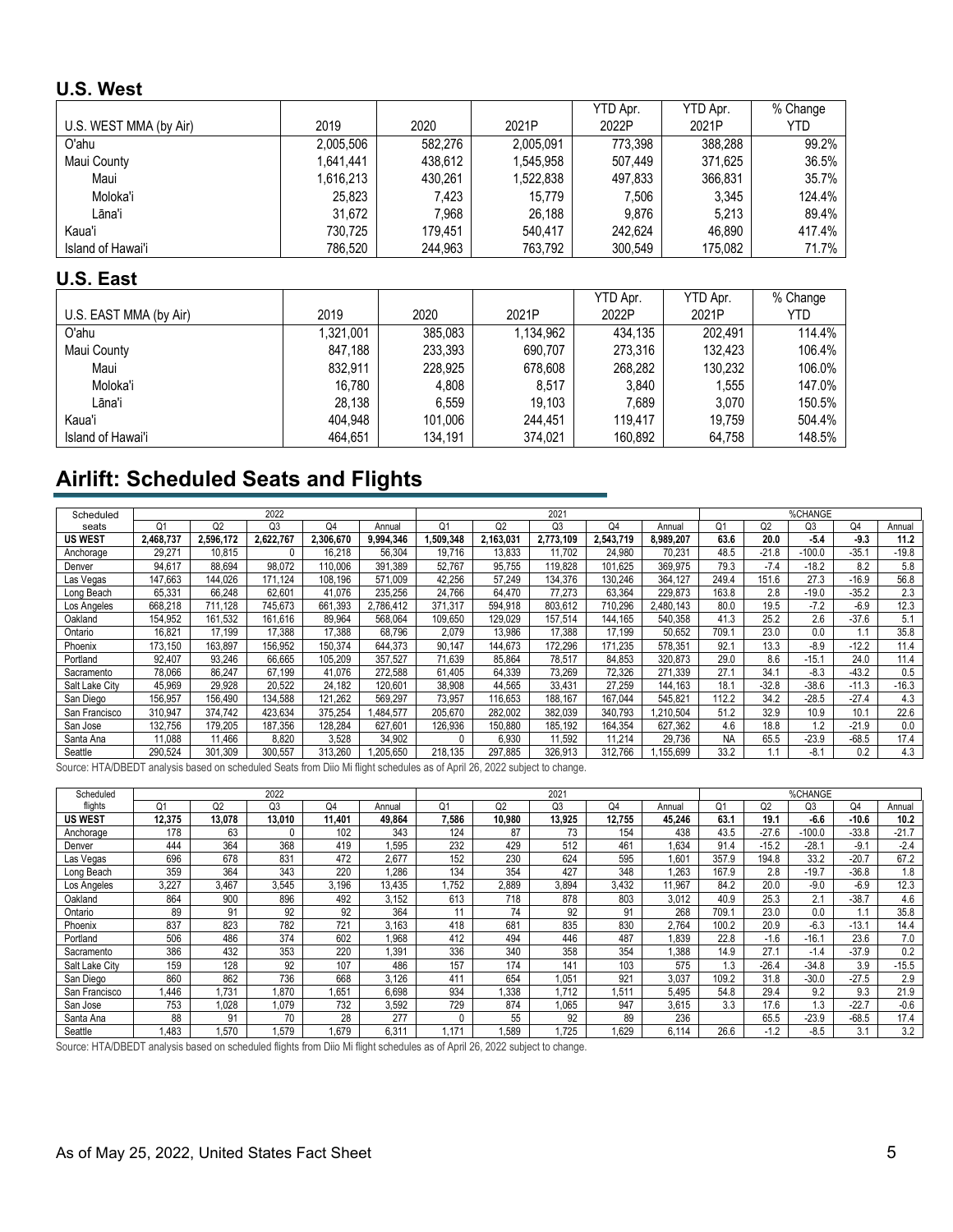## U.S. West

| U.S. WEST MMA (by Air) | 2019 | 2020 | 2021P | YTD Apr. 2022P | YTD Apr. 2021P | % Change YTD |
|---|---|---|---|---|---|---|
| O'ahu | 2,005,506 | 582,276 | 2,005,091 | 773,398 | 388,288 | 99.2% |
| Maui County | 1,641,441 | 438,612 | 1,545,958 | 507,449 | 371,625 | 36.5% |
| Maui | 1,616,213 | 430,261 | 1,522,838 | 497,833 | 366,831 | 35.7% |
| Moloka'i | 25,823 | 7,423 | 15,779 | 7,506 | 3,345 | 124.4% |
| Lāna'i | 31,672 | 7,968 | 26,188 | 9,876 | 5,213 | 89.4% |
| Kaua'i | 730,725 | 179,451 | 540,417 | 242,624 | 46,890 | 417.4% |
| Island of Hawai'i | 786,520 | 244,963 | 763,792 | 300,549 | 175,082 | 71.7% |

## U.S. East

| U.S. EAST MMA (by Air) | 2019 | 2020 | 2021P | YTD Apr. 2022P | YTD Apr. 2021P | % Change YTD |
|---|---|---|---|---|---|---|
| O'ahu | 1,321,001 | 385,083 | 1,134,962 | 434,135 | 202,491 | 114.4% |
| Maui County | 847,188 | 233,393 | 690,707 | 273,316 | 132,423 | 106.4% |
| Maui | 832,911 | 228,925 | 678,608 | 268,282 | 130,232 | 106.0% |
| Moloka'i | 16,780 | 4,808 | 8,517 | 3,840 | 1,555 | 147.0% |
| Lāna'i | 28,138 | 6,559 | 19,103 | 7,689 | 3,070 | 150.5% |
| Kaua'i | 404,948 | 101,006 | 244,451 | 119,417 | 19,759 | 504.4% |
| Island of Hawai'i | 464,651 | 134,191 | 374,021 | 160,892 | 64,758 | 148.5% |

# Airlift: Scheduled Seats and Flights

| Scheduled | 2022 | | | | | 2021 | | | | | %CHANGE | | | | |
|---|---|---|---|---|---|---|---|---|---|---|---|---|---|---|---|
| seats | Q1 | Q2 | Q3 | Q4 | Annual | Q1 | Q2 | Q3 | Q4 | Annual | Q1 | Q2 | Q3 | Q4 | Annual |
| **US WEST** | **2,468,737** | **2,596,172** | **2,622,767** | **2,306,670** | **9,994,346** | **1,509,348** | **2,163,031** | **2,773,109** | **2,543,719** | **8,989,207** | **63.6** | **20.0** | **-5.4** | **-9.3** | **11.2** |
| Anchorage | 29,271 | 10,815 | 0 | 16,218 | 56,304 | 19,716 | 13,833 | 11,702 | 24,980 | 70,231 | 48.5 | -21.8 | -100.0 | -35.1 | -19.8 |
| Denver | 94,617 | 88,694 | 98,072 | 110,006 | 391,389 | 52,767 | 95,755 | 119,828 | 101,625 | 369,975 | 79.3 | -7.4 | -18.2 | 8.2 | 5.8 |
| Las Vegas | 147,663 | 144,026 | 171,124 | 108,196 | 571,009 | 42,256 | 57,249 | 134,376 | 130,246 | 364,127 | 249.4 | 151.6 | 27.3 | -16.9 | 56.8 |
| Long Beach | 65,331 | 66,248 | 62,601 | 41,076 | 235,256 | 24,766 | 64,470 | 77,273 | 63,364 | 229,873 | 163.8 | 2.8 | -19.0 | -35.2 | 2.3 |
| Los Angeles | 668,218 | 711,128 | 745,673 | 661,393 | 2,786,412 | 371,317 | 594,918 | 803,612 | 710,296 | 2,480,143 | 80.0 | 19.5 | -7.2 | -6.9 | 12.3 |
| Oakland | 154,952 | 161,532 | 161,616 | 89,964 | 568,064 | 109,650 | 129,029 | 157,514 | 144,165 | 540,358 | 41.3 | 25.2 | 2.6 | -37.6 | 5.1 |
| Ontario | 16,821 | 17,199 | 17,388 | 17,388 | 68,796 | 2,079 | 13,986 | 17,388 | 17,199 | 50,652 | 709.1 | 23.0 | 0.0 | 1.1 | 35.8 |
| Phoenix | 173,150 | 163,897 | 156,952 | 150,374 | 644,373 | 90,147 | 144,673 | 172,296 | 171,235 | 578,351 | 92.1 | 13.3 | -8.9 | -12.2 | 11.4 |
| Portland | 92,407 | 93,246 | 66,665 | 105,209 | 357,527 | 71,639 | 85,864 | 78,517 | 84,853 | 320,873 | 29.0 | 8.6 | -15.1 | 24.0 | 11.4 |
| Sacramento | 78,066 | 86,247 | 67,199 | 41,076 | 272,588 | 61,405 | 64,339 | 73,269 | 72,326 | 271,339 | 27.1 | 34.1 | -8.3 | -43.2 | 0.5 |
| Salt Lake City | 45,969 | 29,928 | 20,522 | 24,182 | 120,601 | 38,908 | 44,565 | 33,431 | 27,259 | 144,163 | 18.1 | -32.8 | -38.6 | -11.3 | -16.3 |
| San Diego | 156,957 | 156,490 | 134,588 | 121,262 | 569,297 | 73,957 | 116,653 | 188,167 | 167,044 | 545,821 | 112.2 | 34.2 | -28.5 | -27.4 | 4.3 |
| San Francisco | 310,947 | 374,742 | 423,634 | 375,254 | 1,484,577 | 205,670 | 282,002 | 382,039 | 340,793 | 1,210,504 | 51.2 | 32.9 | 10.9 | 10.1 | 22.6 |
| San Jose | 132,756 | 179,205 | 187,356 | 128,284 | 627,601 | 126,936 | 150,880 | 185,192 | 164,354 | 627,362 | 4.6 | 18.8 | 1.2 | -21.9 | 0.0 |
| Santa Ana | 11,088 | 11,466 | 8,820 | 3,528 | 34,902 | 0 | 6,930 | 11,592 | 11,214 | 29,736 | NA | 65.5 | -23.9 | -68.5 | 17.4 |
| Seattle | 290,524 | 301,309 | 300,557 | 313,260 | 1,205,650 | 218,135 | 297,885 | 326,913 | 312,766 | 1,155,699 | 33.2 | 1.1 | -8.1 | 0.2 | 4.3 |

Source: HTA/DBEDT analysis based on scheduled Seats from Diio Mi flight schedules as of April 26, 2022 subject to change.

| Scheduled | 2022 | | | | | 2021 | | | | | %CHANGE | | | | |
|---|---|---|---|---|---|---|---|---|---|---|---|---|---|---|---|
| flights | Q1 | Q2 | Q3 | Q4 | Annual | Q1 | Q2 | Q3 | Q4 | Annual | Q1 | Q2 | Q3 | Q4 | Annual |
| **US WEST** | **12,375** | **13,078** | **13,010** | **11,401** | **49,864** | **7,586** | **10,980** | **13,925** | **12,755** | **45,246** | **63.1** | **19.1** | **-6.6** | **-10.6** | **10.2** |
| Anchorage | 178 | 63 | 0 | 102 | 343 | 124 | 87 | 73 | 154 | 438 | 43.5 | -27.6 | -100.0 | -33.8 | -21.7 |
| Denver | 444 | 364 | 368 | 419 | 1,595 | 232 | 429 | 512 | 461 | 1,634 | 91.4 | -15.2 | -28.1 | -9.1 | -2.4 |
| Las Vegas | 696 | 678 | 831 | 472 | 2,677 | 152 | 230 | 624 | 595 | 1,601 | 357.9 | 194.8 | 33.2 | -20.7 | 67.2 |
| Long Beach | 359 | 364 | 343 | 220 | 1,286 | 134 | 354 | 427 | 348 | 1,263 | 167.9 | 2.8 | -19.7 | -36.8 | 1.8 |
| Los Angeles | 3,227 | 3,467 | 3,545 | 3,196 | 13,435 | 1,752 | 2,889 | 3,894 | 3,432 | 11,967 | 84.2 | 20.0 | -9.0 | -6.9 | 12.3 |
| Oakland | 864 | 900 | 896 | 492 | 3,152 | 613 | 718 | 878 | 803 | 3,012 | 40.9 | 25.3 | 2.1 | -38.7 | 4.6 |
| Ontario | 89 | 91 | 92 | 92 | 364 | 11 | 74 | 92 | 91 | 268 | 709.1 | 23.0 | 0.0 | 1.1 | 35.8 |
| Phoenix | 837 | 823 | 782 | 721 | 3,163 | 418 | 681 | 835 | 830 | 2,764 | 100.2 | 20.9 | -6.3 | -13.1 | 14.4 |
| Portland | 506 | 486 | 374 | 602 | 1,968 | 412 | 494 | 446 | 487 | 1,839 | 22.8 | -1.6 | -16.1 | 23.6 | 7.0 |
| Sacramento | 386 | 432 | 353 | 220 | 1,391 | 336 | 340 | 358 | 354 | 1,388 | 14.9 | 27.1 | -1.4 | -37.9 | 0.2 |
| Salt Lake City | 159 | 128 | 92 | 107 | 486 | 157 | 174 | 141 | 103 | 575 | 1.3 | -26.4 | -34.8 | 3.9 | -15.5 |
| San Diego | 860 | 862 | 736 | 668 | 3,126 | 411 | 654 | 1,051 | 921 | 3,037 | 109.2 | 31.8 | -30.0 | -27.5 | 2.9 |
| San Francisco | 1,446 | 1,731 | 1,870 | 1,651 | 6,698 | 934 | 1,338 | 1,712 | 1,511 | 5,495 | 54.8 | 29.4 | 9.2 | 9.3 | 21.9 |
| San Jose | 753 | 1,028 | 1,079 | 732 | 3,592 | 729 | 874 | 1,065 | 947 | 3,615 | 3.3 | 17.6 | 1.3 | -22.7 | -0.6 |
| Santa Ana | 88 | 91 | 70 | 28 | 277 | 0 | 55 | 92 | 89 | 236 | | 65.5 | -23.9 | -68.5 | 17.4 |
| Seattle | 1,483 | 1,570 | 1,579 | 1,679 | 6,311 | 1,171 | 1,589 | 1,725 | 1,629 | 6,114 | 26.6 | -1.2 | -8.5 | 3.1 | 3.2 |

Source: HTA/DBEDT analysis based on scheduled flights from Diio Mi flight schedules as of April 26, 2022 subject to change.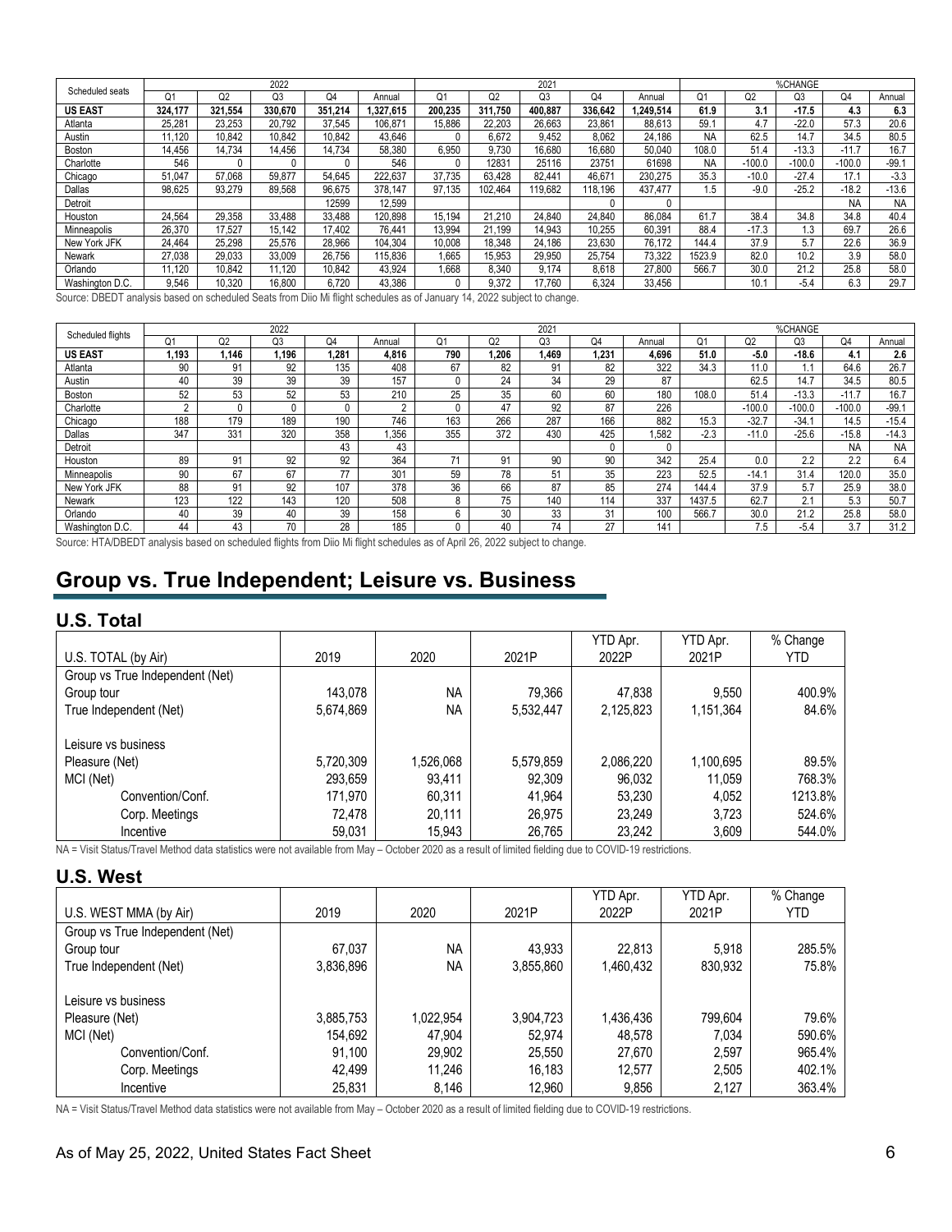| Scheduled seats | 2022 | | | | | 2021 | | | | | %CHANGE | | | | |
|---|---|---|---|---|---|---|---|---|---|---|---|---|---|---|---|
| | Q1 | Q2 | Q3 | Q4 | Annual | Q1 | Q2 | Q3 | Q4 | Annual | Q1 | Q2 | Q3 | Q4 | Annual |
| **US EAST** | **324,177** | **321,554** | **330,670** | **351,214** | **1,327,615** | **200,235** | **311,750** | **400,887** | **336,642** | **1,249,514** | **61.9** | **3.1** | **-17.5** | **4.3** | **6.3** |
| Atlanta | 25,281 | 23,253 | 20,792 | 37,545 | 106,871 | 15,886 | 22,203 | 26,663 | 23,861 | 88,613 | 59.1 | 4.7 | -22.0 | 57.3 | 20.6 |
| Austin | 11,120 | 10,842 | 10,842 | 10,842 | 43,646 | 0 | 6,672 | 9,452 | 8,062 | 24,186 | NA | 62.5 | 14.7 | 34.5 | 80.5 |
| Boston | 14,456 | 14,734 | 14,456 | 14,734 | 58,380 | 6,950 | 9,730 | 16,680 | 16,680 | 50,040 | 108.0 | 51.4 | -13.3 | -11.7 | 16.7 |
| Charlotte | 546 | 0 | 0 | 0 | 546 | 0 | 12831 | 25116 | 23751 | 61698 | NA | -100.0 | -100.0 | -100.0 | -99.1 |
| Chicago | 51,047 | 57,068 | 59,877 | 54,645 | 222,637 | 37,735 | 63,428 | 82,441 | 46,671 | 230,275 | 35.3 | -10.0 | -27.4 | 17.1 | -3.3 |
| Dallas | 98,625 | 93,279 | 89,568 | 96,675 | 378,147 | 97,135 | 102,464 | 119,682 | 118,196 | 437,477 | 1.5 | -9.0 | -25.2 | -18.2 | -13.6 |
| Detroit | | | | 12599 | 12,599 | | | | 0 | 0 | | | | NA | NA |
| Houston | 24,564 | 29,358 | 33,488 | 33,488 | 120,898 | 15,194 | 21,210 | 24,840 | 24,840 | 86,084 | 61.7 | 38.4 | 34.8 | 34.8 | 40.4 |
| Minneapolis | 26,370 | 17,527 | 15,142 | 17,402 | 76,441 | 13,994 | 21,199 | 14,943 | 10,255 | 60,391 | 88.4 | -17.3 | 1.3 | 69.7 | 26.6 |
| New York JFK | 24,464 | 25,298 | 25,576 | 28,966 | 104,304 | 10,008 | 18,348 | 24,186 | 23,630 | 76,172 | 144.4 | 37.9 | 5.7 | 22.6 | 36.9 |
| Newark | 27,038 | 29,033 | 33,009 | 26,756 | 115,836 | 1,665 | 15,953 | 29,950 | 25,754 | 73,322 | 1523.9 | 82.0 | 10.2 | 3.9 | 58.0 |
| Orlando | 11,120 | 10,842 | 11,120 | 10,842 | 43,924 | 1,668 | 8,340 | 9,174 | 8,618 | 27,800 | 566.7 | 30.0 | 21.2 | 25.8 | 58.0 |
| Washington D.C. | 9,546 | 10,320 | 16,800 | 6,720 | 43,386 | 0 | 9,372 | 17,760 | 6,324 | 33,456 | | 10.1 | -5.4 | 6.3 | 29.7 |

Source: DBEDT analysis based on scheduled Seats from Diio Mi flight schedules as of January 14, 2022 subject to change.

| Scheduled flights | 2022 | | | | | 2021 | | | | | %CHANGE | | | | |
|---|---|---|---|---|---|---|---|---|---|---|---|---|---|---|---|
| | Q1 | Q2 | Q3 | Q4 | Annual | Q1 | Q2 | Q3 | Q4 | Annual | Q1 | Q2 | Q3 | Q4 | Annual |
| **US EAST** | **1,193** | **1,146** | **1,196** | **1,281** | **4,816** | **790** | **1,206** | **1,469** | **1,231** | **4,696** | **51.0** | **-5.0** | **-18.6** | **4.1** | **2.6** |
| Atlanta | 90 | 91 | 92 | 135 | 408 | 67 | 82 | 91 | 82 | 322 | 34.3 | 11.0 | 1.1 | 64.6 | 26.7 |
| Austin | 40 | 39 | 39 | 39 | 157 | 0 | 24 | 34 | 29 | 87 | | 62.5 | 14.7 | 34.5 | 80.5 |
| Boston | 52 | 53 | 52 | 53 | 210 | 25 | 35 | 60 | 60 | 180 | 108.0 | 51.4 | -13.3 | -11.7 | 16.7 |
| Charlotte | 2 | 0 | 0 | 0 | 2 | 0 | 47 | 92 | 87 | 226 | | -100.0 | -100.0 | -100.0 | -99.1 |
| Chicago | 188 | 179 | 189 | 190 | 746 | 163 | 266 | 287 | 166 | 882 | 15.3 | -32.7 | -34.1 | 14.5 | -15.4 |
| Dallas | 347 | 331 | 320 | 358 | 1,356 | 355 | 372 | 430 | 425 | 1,582 | -2.3 | -11.0 | -25.6 | -15.8 | -14.3 |
| Detroit | | | | 43 | 43 | | | | 0 | 0 | | | | NA | NA |
| Houston | 89 | 91 | 92 | 92 | 364 | 71 | 91 | 90 | 90 | 342 | 25.4 | 0.0 | 2.2 | 2.2 | 6.4 |
| Minneapolis | 90 | 67 | 67 | 77 | 301 | 59 | 78 | 51 | 35 | 223 | 52.5 | -14.1 | 31.4 | 120.0 | 35.0 |
| New York JFK | 88 | 91 | 92 | 107 | 378 | 36 | 66 | 87 | 85 | 274 | 144.4 | 37.9 | 5.7 | 25.9 | 38.0 |
| Newark | 123 | 122 | 143 | 120 | 508 | 8 | 75 | 140 | 114 | 337 | 1437.5 | 62.7 | 2.1 | 5.3 | 50.7 |
| Orlando | 40 | 39 | 40 | 39 | 158 | 6 | 30 | 33 | 31 | 100 | 566.7 | 30.0 | 21.2 | 25.8 | 58.0 |
| Washington D.C. | 44 | 43 | 70 | 28 | 185 | 0 | 40 | 74 | 27 | 141 | | 7.5 | -5.4 | 3.7 | 31.2 |

Source: HTA/DBEDT analysis based on scheduled flights from Diio Mi flight schedules as of April 26, 2022 subject to change.

# Group vs. True Independent; Leisure vs. Business

## U.S. Total

| U.S. TOTAL (by Air) | 2019 | 2020 | 2021P | YTD Apr. 2022P | YTD Apr. 2021P | % Change YTD |
|---|---|---|---|---|---|---|
| Group vs True Independent (Net) | | | | | | |
| Group tour | 143,078 | NA | 79,366 | 47,838 | 9,550 | 400.9% |
| True Independent (Net) | 5,674,869 | NA | 5,532,447 | 2,125,823 | 1,151,364 | 84.6% |
| | | | | | | |
| Leisure vs business | | | | | | |
| Pleasure (Net) | 5,720,309 | 1,526,068 | 5,579,859 | 2,086,220 | 1,100,695 | 89.5% |
| MCI (Net) | 293,659 | 93,411 | 92,309 | 96,032 | 11,059 | 768.3% |
| Convention/Conf. | 171,970 | 60,311 | 41,964 | 53,230 | 4,052 | 1213.8% |
| Corp. Meetings | 72,478 | 20,111 | 26,975 | 23,249 | 3,723 | 524.6% |
| Incentive | 59,031 | 15,943 | 26,765 | 23,242 | 3,609 | 544.0% |

NA = Visit Status/Travel Method data statistics were not available from May – October 2020 as a result of limited fielding due to COVID-19 restrictions.

## U.S. West

| U.S. WEST MMA (by Air) | 2019 | 2020 | 2021P | YTD Apr. 2022P | YTD Apr. 2021P | % Change YTD |
|---|---|---|---|---|---|---|
| Group vs True Independent (Net) | | | | | | |
| Group tour | 67,037 | NA | 43,933 | 22,813 | 5,918 | 285.5% |
| True Independent (Net) | 3,836,896 | NA | 3,855,860 | 1,460,432 | 830,932 | 75.8% |
| | | | | | | |
| Leisure vs business | | | | | | |
| Pleasure (Net) | 3,885,753 | 1,022,954 | 3,904,723 | 1,436,436 | 799,604 | 79.6% |
| MCI (Net) | 154,692 | 47,904 | 52,974 | 48,578 | 7,034 | 590.6% |
| Convention/Conf. | 91,100 | 29,902 | 25,550 | 27,670 | 2,597 | 965.4% |
| Corp. Meetings | 42,499 | 11,246 | 16,183 | 12,577 | 2,505 | 402.1% |
| Incentive | 25,831 | 8,146 | 12,960 | 9,856 | 2,127 | 363.4% |

NA = Visit Status/Travel Method data statistics were not available from May – October 2020 as a result of limited fielding due to COVID-19 restrictions.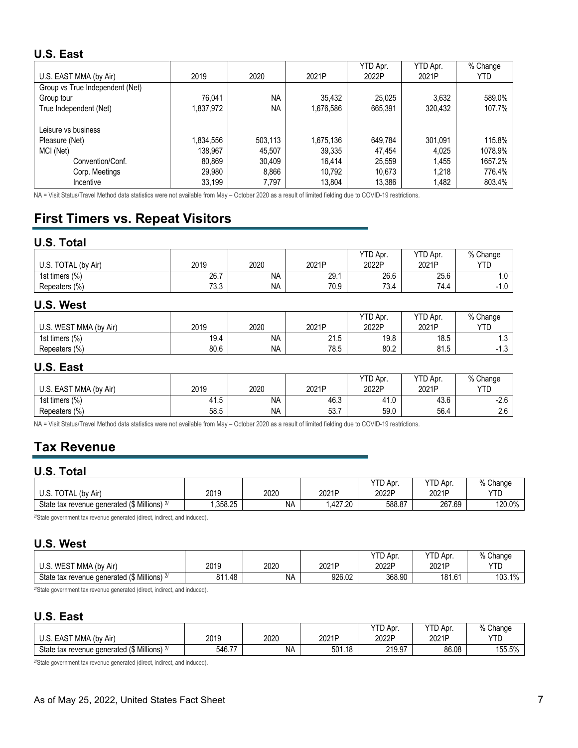### U.S. East

| U.S. EAST MMA (by Air) | 2019 | 2020 | 2021P | YTD Apr. 2022P | YTD Apr. 2021P | % Change YTD |
|---|---|---|---|---|---|---|
| Group vs True Independent (Net) | | | | | | |
| Group tour | 76,041 | NA | 35,432 | 25,025 | 3,632 | 589.0% |
| True Independent (Net) | 1,837,972 | NA | 1,676,586 | 665,391 | 320,432 | 107.7% |
| | | | | | | |
| Leisure vs business | | | | | | |
| Pleasure (Net) | 1,834,556 | 503,113 | 1,675,136 | 649,784 | 301,091 | 115.8% |
| MCI (Net) | 138,967 | 45,507 | 39,335 | 47,454 | 4,025 | 1078.9% |
| Convention/Conf. | 80,869 | 30,409 | 16,414 | 25,559 | 1,455 | 1657.2% |
| Corp. Meetings | 29,980 | 8,866 | 10,792 | 10,673 | 1,218 | 776.4% |
| Incentive | 33,199 | 7,797 | 13,804 | 13,386 | 1,482 | 803.4% |

NA = Visit Status/Travel Method data statistics were not available from May – October 2020 as a result of limited fielding due to COVID-19 restrictions.

## First Timers vs. Repeat Visitors

### U.S. Total

| U.S. TOTAL (by Air) | 2019 | 2020 | 2021P | YTD Apr. 2022P | YTD Apr. 2021P | % Change YTD |
|---|---|---|---|---|---|---|
| 1st timers (%) | 26.7 | NA | 29.1 | 26.6 | 25.6 | 1.0 |
| Repeaters (%) | 73.3 | NA | 70.9 | 73.4 | 74.4 | -1.0 |

### U.S. West

| U.S. WEST MMA (by Air) | 2019 | 2020 | 2021P | YTD Apr. 2022P | YTD Apr. 2021P | % Change YTD |
|---|---|---|---|---|---|---|
| 1st timers (%) | 19.4 | NA | 21.5 | 19.8 | 18.5 | 1.3 |
| Repeaters (%) | 80.6 | NA | 78.5 | 80.2 | 81.5 | -1.3 |

### U.S. East

| U.S. EAST MMA (by Air) | 2019 | 2020 | 2021P | YTD Apr. 2022P | YTD Apr. 2021P | % Change YTD |
|---|---|---|---|---|---|---|
| 1st timers (%) | 41.5 | NA | 46.3 | 41.0 | 43.6 | -2.6 |
| Repeaters (%) | 58.5 | NA | 53.7 | 59.0 | 56.4 | 2.6 |

NA = Visit Status/Travel Method data statistics were not available from May – October 2020 as a result of limited fielding due to COVID-19 restrictions.

## Tax Revenue

### U.S. Total

| U.S. TOTAL (by Air) | 2019 | 2020 | 2021P | YTD Apr. 2022P | YTD Apr. 2021P | % Change YTD |
|---|---|---|---|---|---|---|
| State tax revenue generated ($ Millions) [2/] | 1,358.25 | NA | 1,427.20 | 588.87 | 267.69 | 120.0% |

[2/]State government tax revenue generated (direct, indirect, and induced).

### U.S. West

| U.S. WEST MMA (by Air) | 2019 | 2020 | 2021P | YTD Apr. 2022P | YTD Apr. 2021P | % Change YTD |
|---|---|---|---|---|---|---|
| State tax revenue generated ($ Millions) [2/] | 811.48 | NA | 926.02 | 368.90 | 181.61 | 103.1% |

[2/]State government tax revenue generated (direct, indirect, and induced).

### U.S. East

| U.S. EAST MMA (by Air) | 2019 | 2020 | 2021P | YTD Apr. 2022P | YTD Apr. 2021P | % Change YTD |
|---|---|---|---|---|---|---|
| State tax revenue generated ($ Millions) [2/] | 546.77 | NA | 501.18 | 219.97 | 86.08 | 155.5% |

[2/]State government tax revenue generated (direct, indirect, and induced).